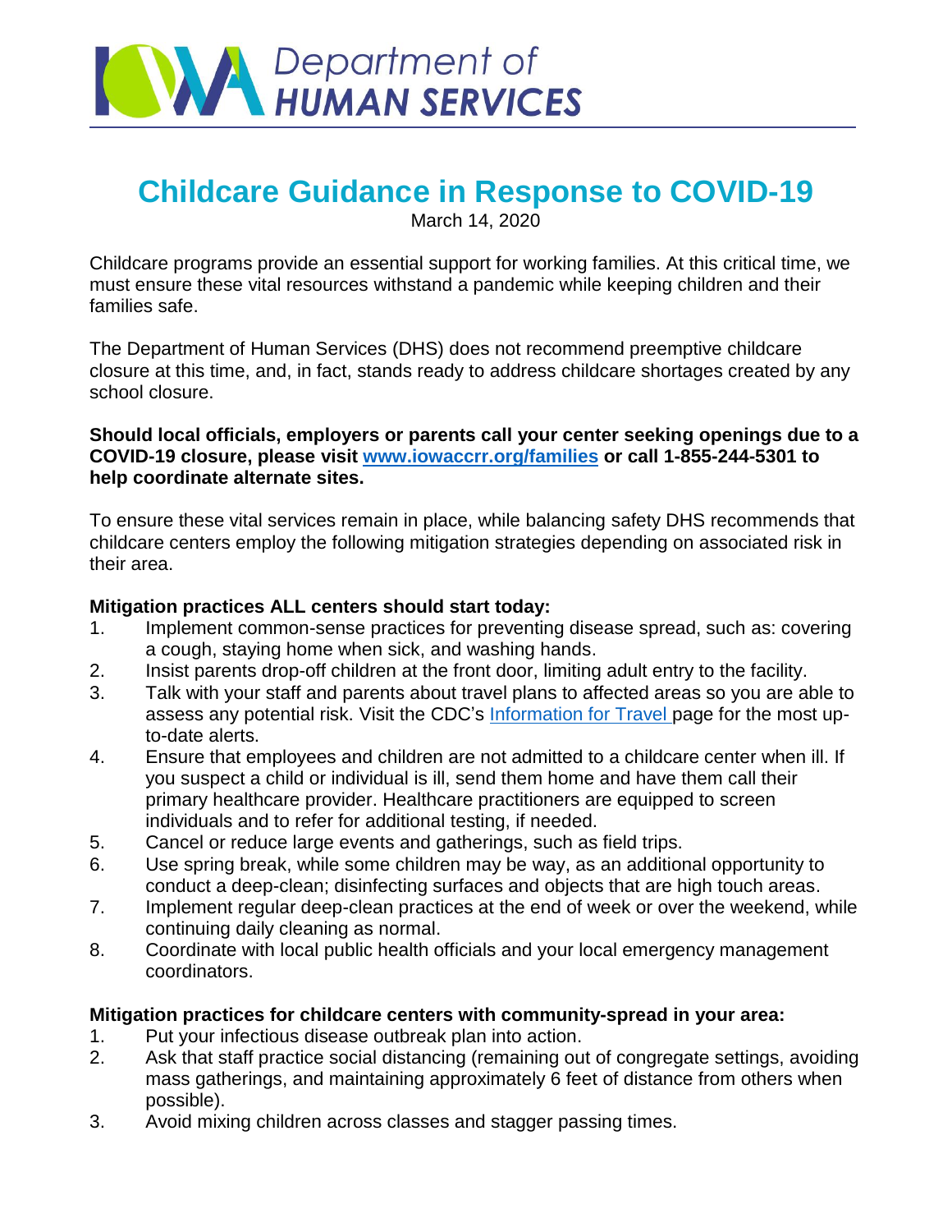Department of HUMAN SERVICES

# Childcare Guidance in Response to COVID-19

March 14, 2020

Childcare programs provide an essential support for working families. At this critical time, we must ensure these vital resources withstand a pandemic while keeping children and their families safe.

The Department of Human Services (DHS) does not recommend preemptive childcare closure at this time, and, in fact, stands ready to address childcare shortages created by any school closure.

**Should local officials, employers or parents call your center seeking openings due to a COVID-19 closure, please visit [www.iowaccrr.org/families](www.iowaccrr.org/families) or call 1-855-244-5301 to help coordinate alternate sites.**

To ensure these vital services remain in place, while balancing safety DHS recommends that childcare centers employ the following mitigation strategies depending on associated risk in their area.

**Mitigation practices ALL centers should start today:**

1. Implement common-sense practices for preventing disease spread, such as: covering a cough, staying home when sick, and washing hands.
2. Insist parents drop-off children at the front door, limiting adult entry to the facility.
3. Talk with your staff and parents about travel plans to affected areas so you are able to assess any potential risk. Visit the CDC's Information for Travel page for the most up-to-date alerts.
4. Ensure that employees and children are not admitted to a childcare center when ill. If you suspect a child or individual is ill, send them home and have them call their primary healthcare provider. Healthcare practitioners are equipped to screen individuals and to refer for additional testing, if needed.
5. Cancel or reduce large events and gatherings, such as field trips.
6. Use spring break, while some children may be way, as an additional opportunity to conduct a deep-clean; disinfecting surfaces and objects that are high touch areas.
7. Implement regular deep-clean practices at the end of week or over the weekend, while continuing daily cleaning as normal.
8. Coordinate with local public health officials and your local emergency management coordinators.

**Mitigation practices for childcare centers with community-spread in your area:**

1. Put your infectious disease outbreak plan into action.
2. Ask that staff practice social distancing (remaining out of congregate settings, avoiding mass gatherings, and maintaining approximately 6 feet of distance from others when possible).
3. Avoid mixing children across classes and stagger passing times.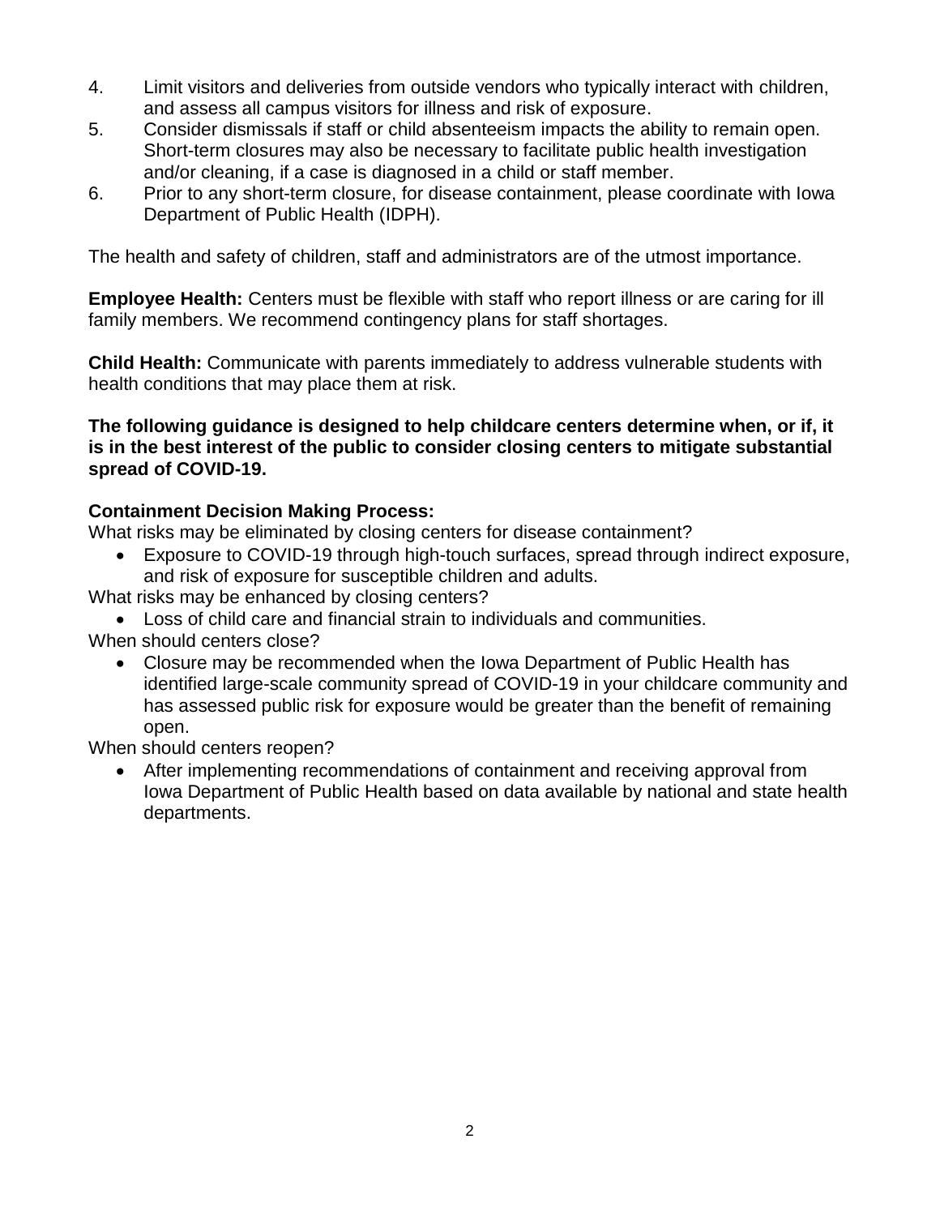4. Limit visitors and deliveries from outside vendors who typically interact with children, and assess all campus visitors for illness and risk of exposure.
5. Consider dismissals if staff or child absenteeism impacts the ability to remain open. Short-term closures may also be necessary to facilitate public health investigation and/or cleaning, if a case is diagnosed in a child or staff member.
6. Prior to any short-term closure, for disease containment, please coordinate with Iowa Department of Public Health (IDPH).

The health and safety of children, staff and administrators are of the utmost importance.

**Employee Health:** Centers must be flexible with staff who report illness or are caring for ill family members. We recommend contingency plans for staff shortages.

**Child Health:** Communicate with parents immediately to address vulnerable students with health conditions that may place them at risk.

**The following guidance is designed to help childcare centers determine when, or if, it is in the best interest of the public to consider closing centers to mitigate substantial spread of COVID-19.**

**Containment Decision Making Process:**

What risks may be eliminated by closing centers for disease containment?

- Exposure to COVID-19 through high-touch surfaces, spread through indirect exposure, and risk of exposure for susceptible children and adults.

What risks may be enhanced by closing centers?

- Loss of child care and financial strain to individuals and communities.

When should centers close?

- Closure may be recommended when the Iowa Department of Public Health has identified large-scale community spread of COVID-19 in your childcare community and has assessed public risk for exposure would be greater than the benefit of remaining open.

When should centers reopen?

- After implementing recommendations of containment and receiving approval from Iowa Department of Public Health based on data available by national and state health departments.